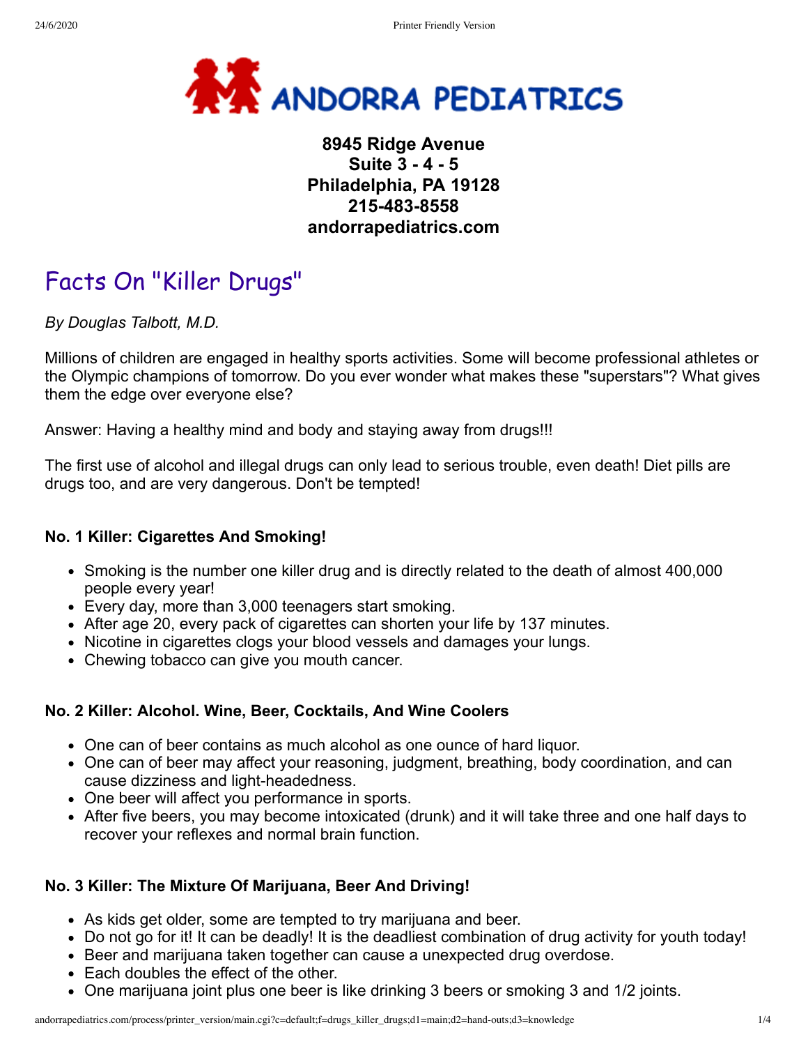**ANDORRA PEDIATRICS**

**8945 Ridge Avenue**
**Suite 3 - 4 - 5**
**Philadelphia, PA 19128**
**215-483-8558**
**andorrapediatrics.com**

# Facts On "Killer Drugs"

*By Douglas Talbott, M.D.*

Millions of children are engaged in healthy sports activities. Some will become professional athletes or the Olympic champions of tomorrow. Do you ever wonder what makes these "superstars"? What gives them the edge over everyone else?

Answer: Having a healthy mind and body and staying away from drugs!!!

The first use of alcohol and illegal drugs can only lead to serious trouble, even death! Diet pills are drugs too, and are very dangerous. Don't be tempted!

### No. 1 Killer: Cigarettes And Smoking!

- Smoking is the number one killer drug and is directly related to the death of almost 400,000 people every year!
- Every day, more than 3,000 teenagers start smoking.
- After age 20, every pack of cigarettes can shorten your life by 137 minutes.
- Nicotine in cigarettes clogs your blood vessels and damages your lungs.
- Chewing tobacco can give you mouth cancer.

### No. 2 Killer: Alcohol. Wine, Beer, Cocktails, And Wine Coolers

- One can of beer contains as much alcohol as one ounce of hard liquor.
- One can of beer may affect your reasoning, judgment, breathing, body coordination, and can cause dizziness and light-headedness.
- One beer will affect you performance in sports.
- After five beers, you may become intoxicated (drunk) and it will take three and one half days to recover your reflexes and normal brain function.

### No. 3 Killer: The Mixture Of Marijuana, Beer And Driving!

- As kids get older, some are tempted to try marijuana and beer.
- Do not go for it! It can be deadly! It is the deadliest combination of drug activity for youth today!
- Beer and marijuana taken together can cause a unexpected drug overdose.
- Each doubles the effect of the other.
- One marijuana joint plus one beer is like drinking 3 beers or smoking 3 and 1/2 joints.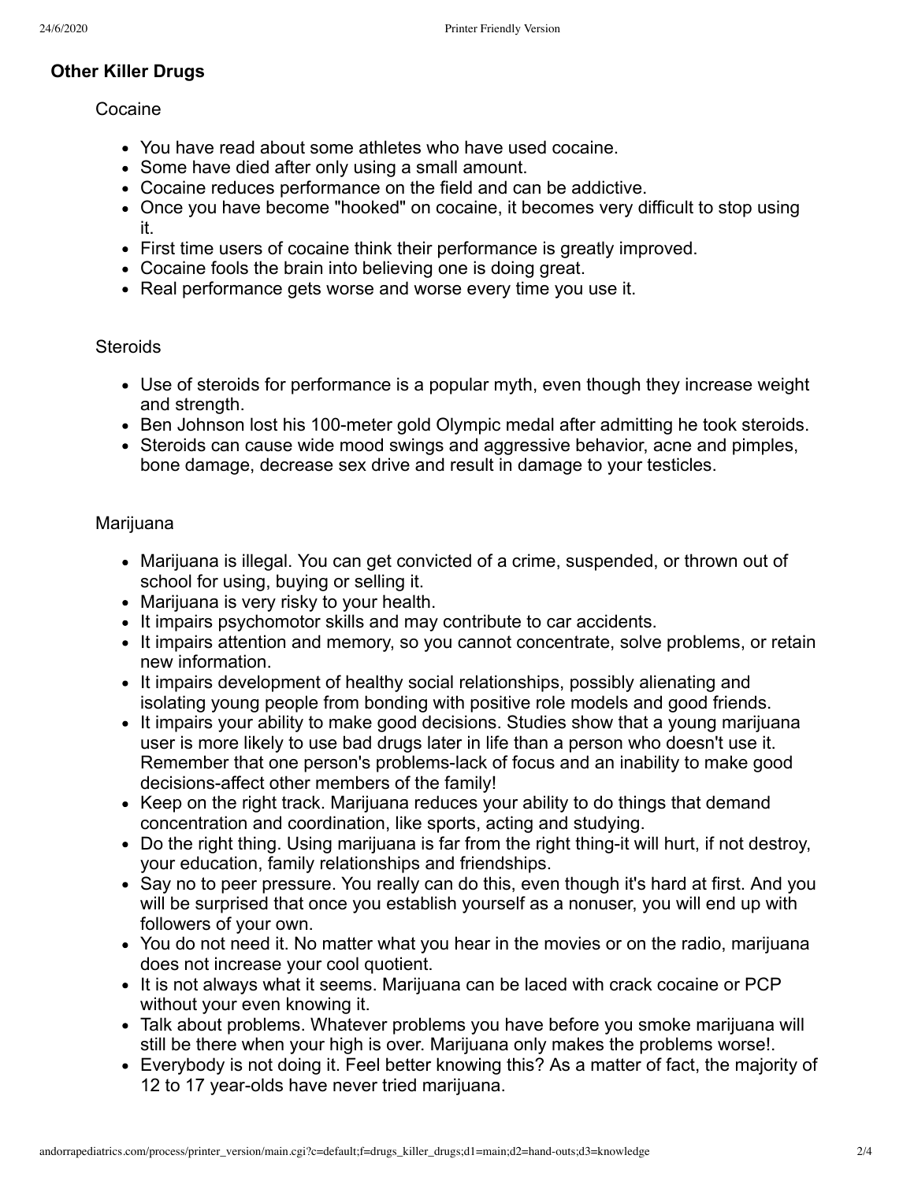## Other Killer Drugs

### Cocaine

- You have read about some athletes who have used cocaine.
- Some have died after only using a small amount.
- Cocaine reduces performance on the field and can be addictive.
- Once you have become "hooked" on cocaine, it becomes very difficult to stop using it.
- First time users of cocaine think their performance is greatly improved.
- Cocaine fools the brain into believing one is doing great.
- Real performance gets worse and worse every time you use it.

### Steroids

- Use of steroids for performance is a popular myth, even though they increase weight and strength.
- Ben Johnson lost his 100-meter gold Olympic medal after admitting he took steroids.
- Steroids can cause wide mood swings and aggressive behavior, acne and pimples, bone damage, decrease sex drive and result in damage to your testicles.

### Marijuana

- Marijuana is illegal. You can get convicted of a crime, suspended, or thrown out of school for using, buying or selling it.
- Marijuana is very risky to your health.
- It impairs psychomotor skills and may contribute to car accidents.
- It impairs attention and memory, so you cannot concentrate, solve problems, or retain new information.
- It impairs development of healthy social relationships, possibly alienating and isolating young people from bonding with positive role models and good friends.
- It impairs your ability to make good decisions. Studies show that a young marijuana user is more likely to use bad drugs later in life than a person who doesn't use it. Remember that one person's problems-lack of focus and an inability to make good decisions-affect other members of the family!
- Keep on the right track. Marijuana reduces your ability to do things that demand concentration and coordination, like sports, acting and studying.
- Do the right thing. Using marijuana is far from the right thing-it will hurt, if not destroy, your education, family relationships and friendships.
- Say no to peer pressure. You really can do this, even though it's hard at first. And you will be surprised that once you establish yourself as a nonuser, you will end up with followers of your own.
- You do not need it. No matter what you hear in the movies or on the radio, marijuana does not increase your cool quotient.
- It is not always what it seems. Marijuana can be laced with crack cocaine or PCP without your even knowing it.
- Talk about problems. Whatever problems you have before you smoke marijuana will still be there when your high is over. Marijuana only makes the problems worse!.
- Everybody is not doing it. Feel better knowing this? As a matter of fact, the majority of 12 to 17 year-olds have never tried marijuana.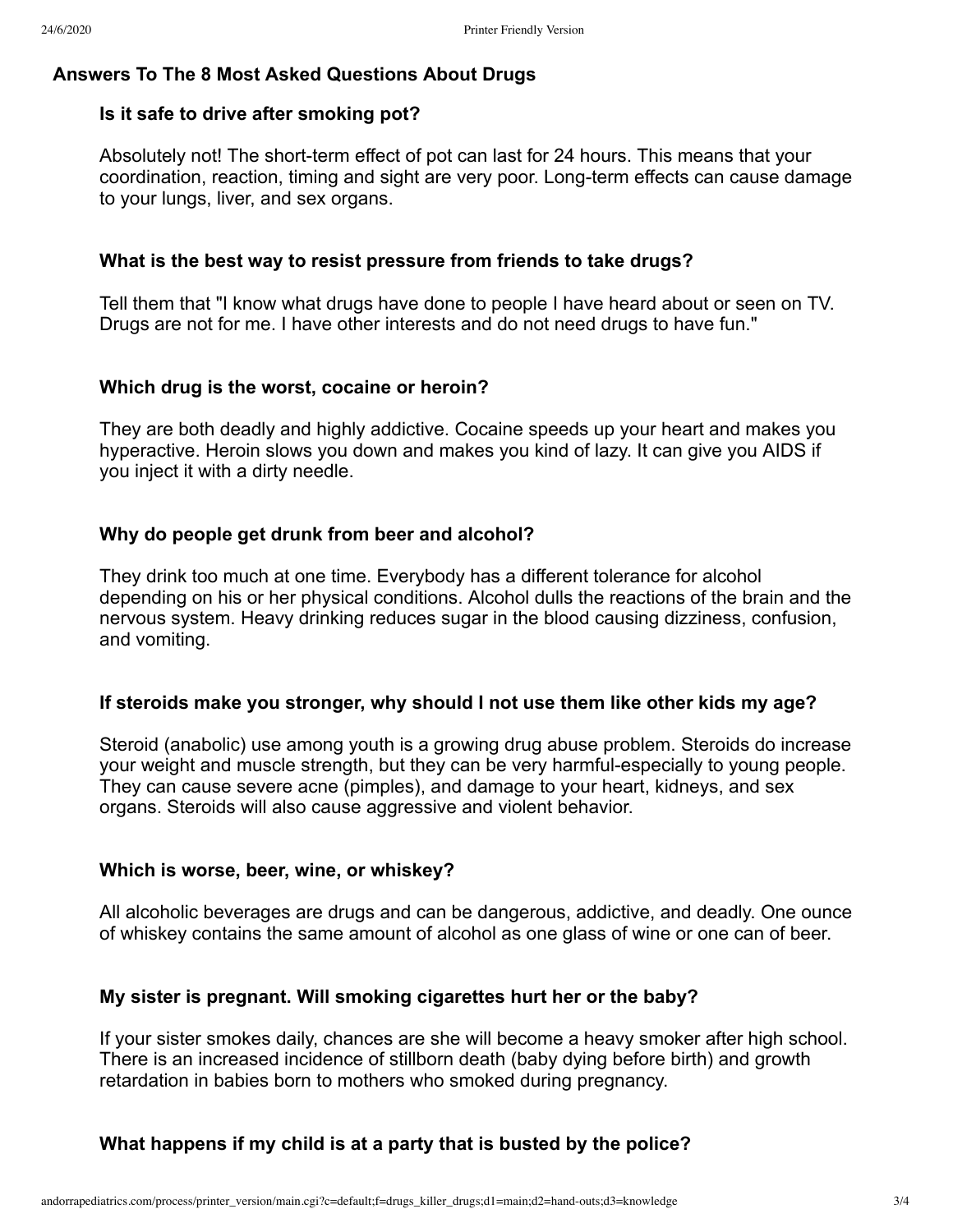## Answers To The 8 Most Asked Questions About Drugs

### Is it safe to drive after smoking pot?

Absolutely not! The short-term effect of pot can last for 24 hours. This means that your coordination, reaction, timing and sight are very poor. Long-term effects can cause damage to your lungs, liver, and sex organs.

### What is the best way to resist pressure from friends to take drugs?

Tell them that "I know what drugs have done to people I have heard about or seen on TV. Drugs are not for me. I have other interests and do not need drugs to have fun."

### Which drug is the worst, cocaine or heroin?

They are both deadly and highly addictive. Cocaine speeds up your heart and makes you hyperactive. Heroin slows you down and makes you kind of lazy. It can give you AIDS if you inject it with a dirty needle.

### Why do people get drunk from beer and alcohol?

They drink too much at one time. Everybody has a different tolerance for alcohol depending on his or her physical conditions. Alcohol dulls the reactions of the brain and the nervous system. Heavy drinking reduces sugar in the blood causing dizziness, confusion, and vomiting.

### If steroids make you stronger, why should I not use them like other kids my age?

Steroid (anabolic) use among youth is a growing drug abuse problem. Steroids do increase your weight and muscle strength, but they can be very harmful-especially to young people. They can cause severe acne (pimples), and damage to your heart, kidneys, and sex organs. Steroids will also cause aggressive and violent behavior.

### Which is worse, beer, wine, or whiskey?

All alcoholic beverages are drugs and can be dangerous, addictive, and deadly. One ounce of whiskey contains the same amount of alcohol as one glass of wine or one can of beer.

### My sister is pregnant. Will smoking cigarettes hurt her or the baby?

If your sister smokes daily, chances are she will become a heavy smoker after high school. There is an increased incidence of stillborn death (baby dying before birth) and growth retardation in babies born to mothers who smoked during pregnancy.

### What happens if my child is at a party that is busted by the police?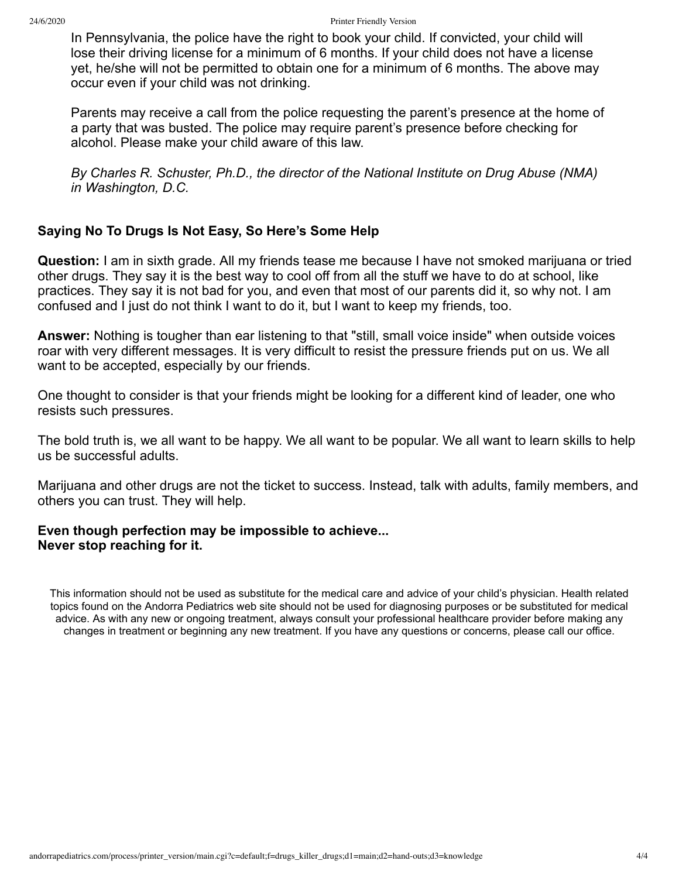In Pennsylvania, the police have the right to book your child. If convicted, your child will lose their driving license for a minimum of 6 months. If your child does not have a license yet, he/she will not be permitted to obtain one for a minimum of 6 months. The above may occur even if your child was not drinking.

Parents may receive a call from the police requesting the parent's presence at the home of a party that was busted. The police may require parent's presence before checking for alcohol. Please make your child aware of this law.

*By Charles R. Schuster, Ph.D., the director of the National Institute on Drug Abuse (NMA) in Washington, D.C.*

**Saying No To Drugs Is Not Easy, So Here's Some Help**

**Question:** I am in sixth grade. All my friends tease me because I have not smoked marijuana or tried other drugs. They say it is the best way to cool off from all the stuff we have to do at school, like practices. They say it is not bad for you, and even that most of our parents did it, so why not. I am confused and I just do not think I want to do it, but I want to keep my friends, too.

**Answer:** Nothing is tougher than ear listening to that "still, small voice inside" when outside voices roar with very different messages. It is very difficult to resist the pressure friends put on us. We all want to be accepted, especially by our friends.

One thought to consider is that your friends might be looking for a different kind of leader, one who resists such pressures.

The bold truth is, we all want to be happy. We all want to be popular. We all want to learn skills to help us be successful adults.

Marijuana and other drugs are not the ticket to success. Instead, talk with adults, family members, and others you can trust. They will help.

**Even though perfection may be impossible to achieve...
Never stop reaching for it.**

This information should not be used as substitute for the medical care and advice of your child's physician. Health related topics found on the Andorra Pediatrics web site should not be used for diagnosing purposes or be substituted for medical advice. As with any new or ongoing treatment, always consult your professional healthcare provider before making any changes in treatment or beginning any new treatment. If you have any questions or concerns, please call our office.